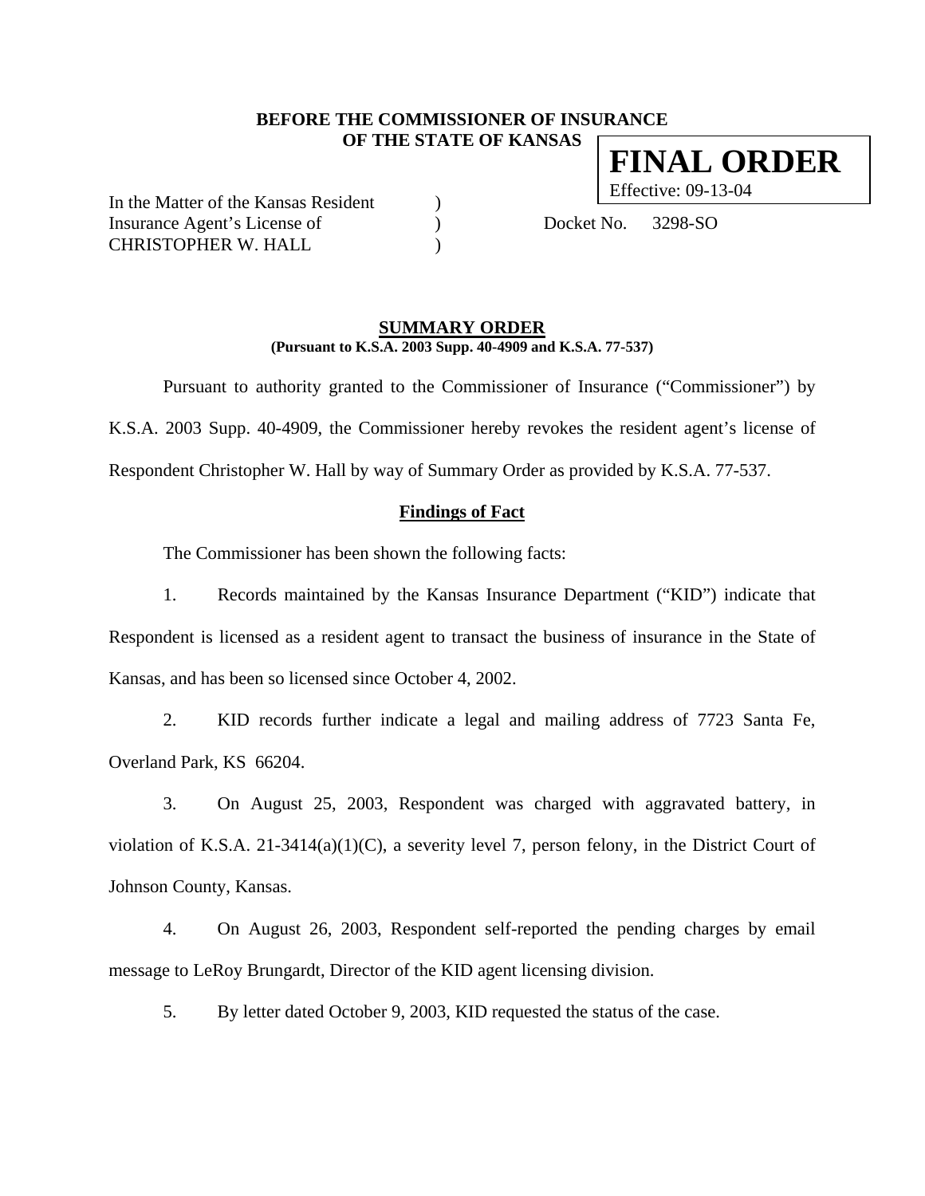**BEFORE THE COMMISSIONER OF INSURANCE**
**OF THE STATE OF KANSAS**

**FINAL ORDER**
Effective: 09-13-04

In the Matter of the Kansas Resident )
Insurance Agent's License of ) Docket No. 3298-SO
CHRISTOPHER W. HALL )

## SUMMARY ORDER

**(Pursuant to K.S.A. 2003 Supp. 40-4909 and K.S.A. 77-537)**

Pursuant to authority granted to the Commissioner of Insurance ("Commissioner") by K.S.A. 2003 Supp. 40-4909, the Commissioner hereby revokes the resident agent's license of Respondent Christopher W. Hall by way of Summary Order as provided by K.S.A. 77-537.

### Findings of Fact

The Commissioner has been shown the following facts:

1. Records maintained by the Kansas Insurance Department ("KID") indicate that Respondent is licensed as a resident agent to transact the business of insurance in the State of Kansas, and has been so licensed since October 4, 2002.

2. KID records further indicate a legal and mailing address of 7723 Santa Fe, Overland Park, KS 66204.

3. On August 25, 2003, Respondent was charged with aggravated battery, in violation of K.S.A. 21-3414(a)(1)(C), a severity level 7, person felony, in the District Court of Johnson County, Kansas.

4. On August 26, 2003, Respondent self-reported the pending charges by email message to LeRoy Brungardt, Director of the KID agent licensing division.

5. By letter dated October 9, 2003, KID requested the status of the case.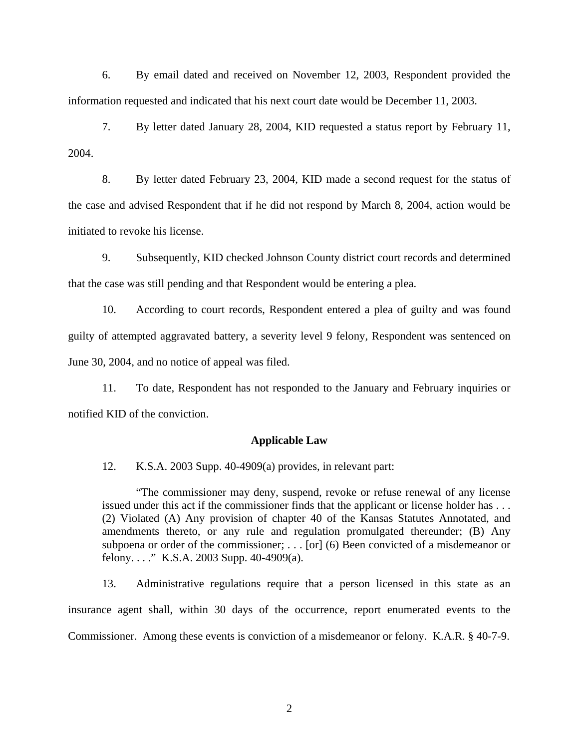6. By email dated and received on November 12, 2003, Respondent provided the information requested and indicated that his next court date would be December 11, 2003.

7. By letter dated January 28, 2004, KID requested a status report by February 11, 2004.

8. By letter dated February 23, 2004, KID made a second request for the status of the case and advised Respondent that if he did not respond by March 8, 2004, action would be initiated to revoke his license.

9. Subsequently, KID checked Johnson County district court records and determined that the case was still pending and that Respondent would be entering a plea.

10. According to court records, Respondent entered a plea of guilty and was found guilty of attempted aggravated battery, a severity level 9 felony, Respondent was sentenced on June 30, 2004, and no notice of appeal was filed.

11. To date, Respondent has not responded to the January and February inquiries or notified KID of the conviction.

**Applicable Law**

12. K.S.A. 2003 Supp. 40-4909(a) provides, in relevant part:

> "The commissioner may deny, suspend, revoke or refuse renewal of any license issued under this act if the commissioner finds that the applicant or license holder has . . . (2) Violated (A) Any provision of chapter 40 of the Kansas Statutes Annotated, and amendments thereto, or any rule and regulation promulgated thereunder; (B) Any subpoena or order of the commissioner; . . . [or] (6) Been convicted of a misdemeanor or felony. . . ." K.S.A. 2003 Supp. 40-4909(a).

13. Administrative regulations require that a person licensed in this state as an insurance agent shall, within 30 days of the occurrence, report enumerated events to the Commissioner. Among these events is conviction of a misdemeanor or felony. K.A.R. § 40-7-9.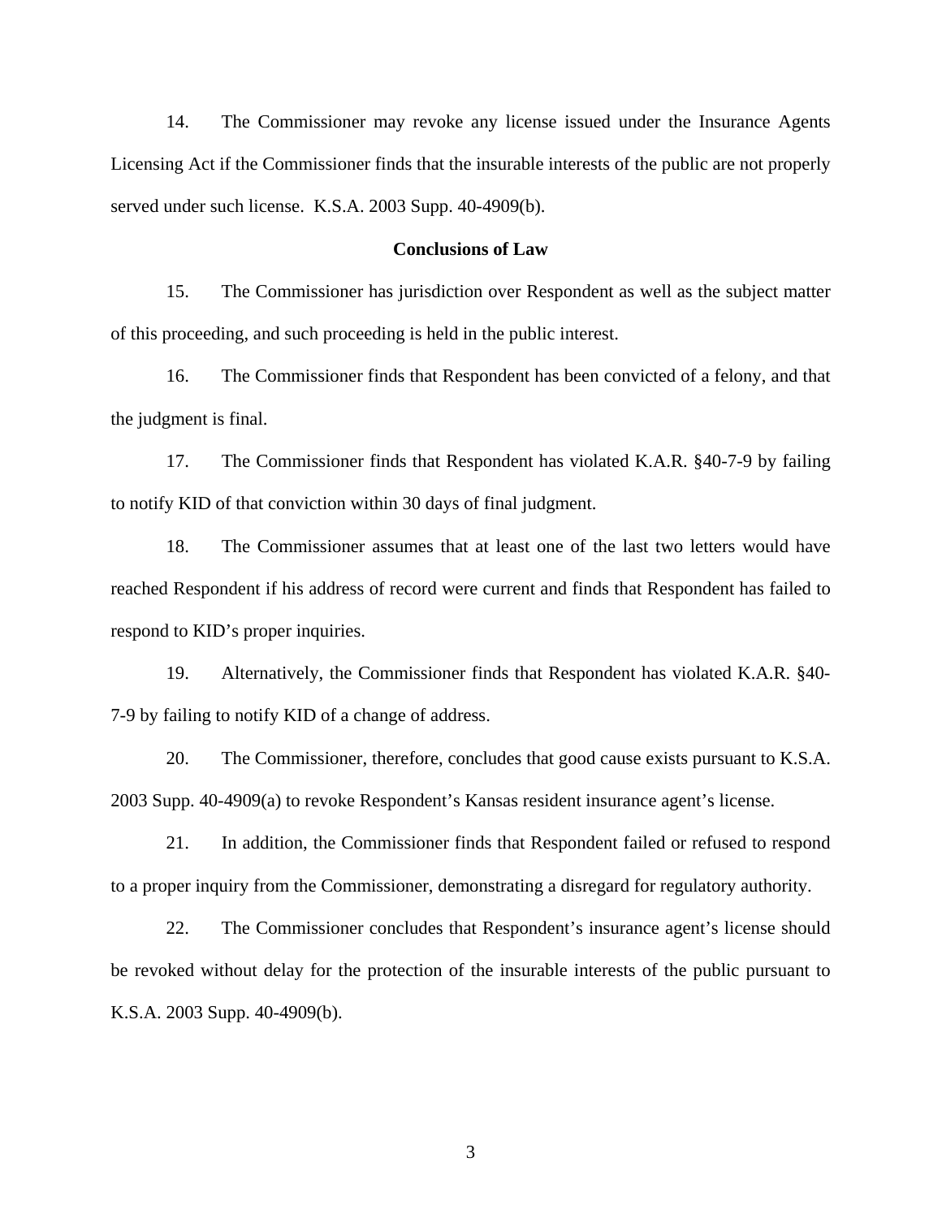14. The Commissioner may revoke any license issued under the Insurance Agents Licensing Act if the Commissioner finds that the insurable interests of the public are not properly served under such license. K.S.A. 2003 Supp. 40-4909(b).

**Conclusions of Law**

15. The Commissioner has jurisdiction over Respondent as well as the subject matter of this proceeding, and such proceeding is held in the public interest.

16. The Commissioner finds that Respondent has been convicted of a felony, and that the judgment is final.

17. The Commissioner finds that Respondent has violated K.A.R. §40-7-9 by failing to notify KID of that conviction within 30 days of final judgment.

18. The Commissioner assumes that at least one of the last two letters would have reached Respondent if his address of record were current and finds that Respondent has failed to respond to KID's proper inquiries.

19. Alternatively, the Commissioner finds that Respondent has violated K.A.R. §40-7-9 by failing to notify KID of a change of address.

20. The Commissioner, therefore, concludes that good cause exists pursuant to K.S.A. 2003 Supp. 40-4909(a) to revoke Respondent's Kansas resident insurance agent's license.

21. In addition, the Commissioner finds that Respondent failed or refused to respond to a proper inquiry from the Commissioner, demonstrating a disregard for regulatory authority.

22. The Commissioner concludes that Respondent's insurance agent's license should be revoked without delay for the protection of the insurable interests of the public pursuant to K.S.A. 2003 Supp. 40-4909(b).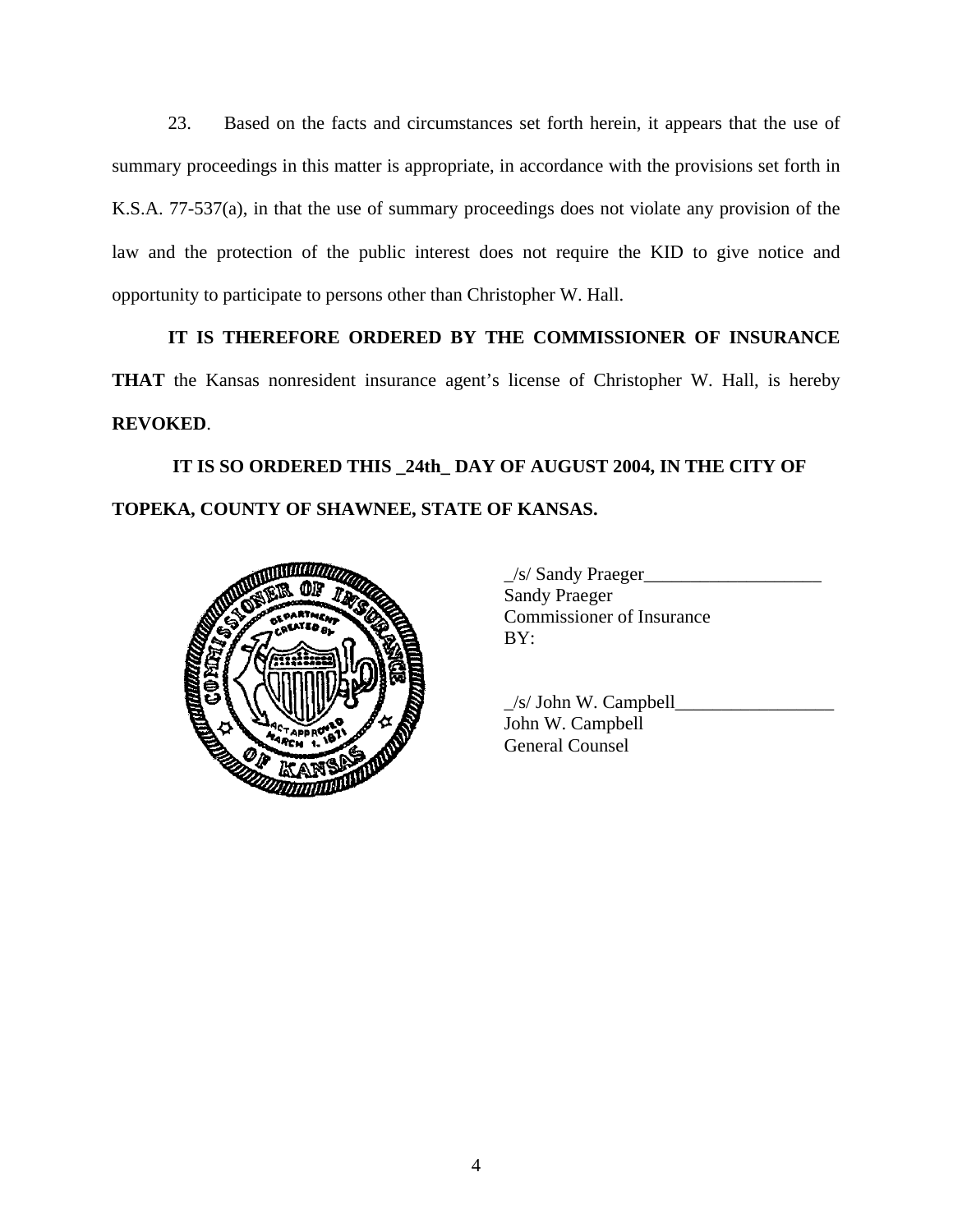23. Based on the facts and circumstances set forth herein, it appears that the use of summary proceedings in this matter is appropriate, in accordance with the provisions set forth in K.S.A. 77-537(a), in that the use of summary proceedings does not violate any provision of the law and the protection of the public interest does not require the KID to give notice and opportunity to participate to persons other than Christopher W. Hall.

**IT IS THEREFORE ORDERED BY THE COMMISSIONER OF INSURANCE THAT** the Kansas nonresident insurance agent's license of Christopher W. Hall, is hereby **REVOKED**.

**IT IS SO ORDERED THIS _24th_ DAY OF AUGUST 2004, IN THE CITY OF TOPEKA, COUNTY OF SHAWNEE, STATE OF KANSAS.**

_/s/ Sandy Praeger___________________
Sandy Praeger
Commissioner of Insurance
BY:

_/s/ John W. Campbell_________________
John W. Campbell
General Counsel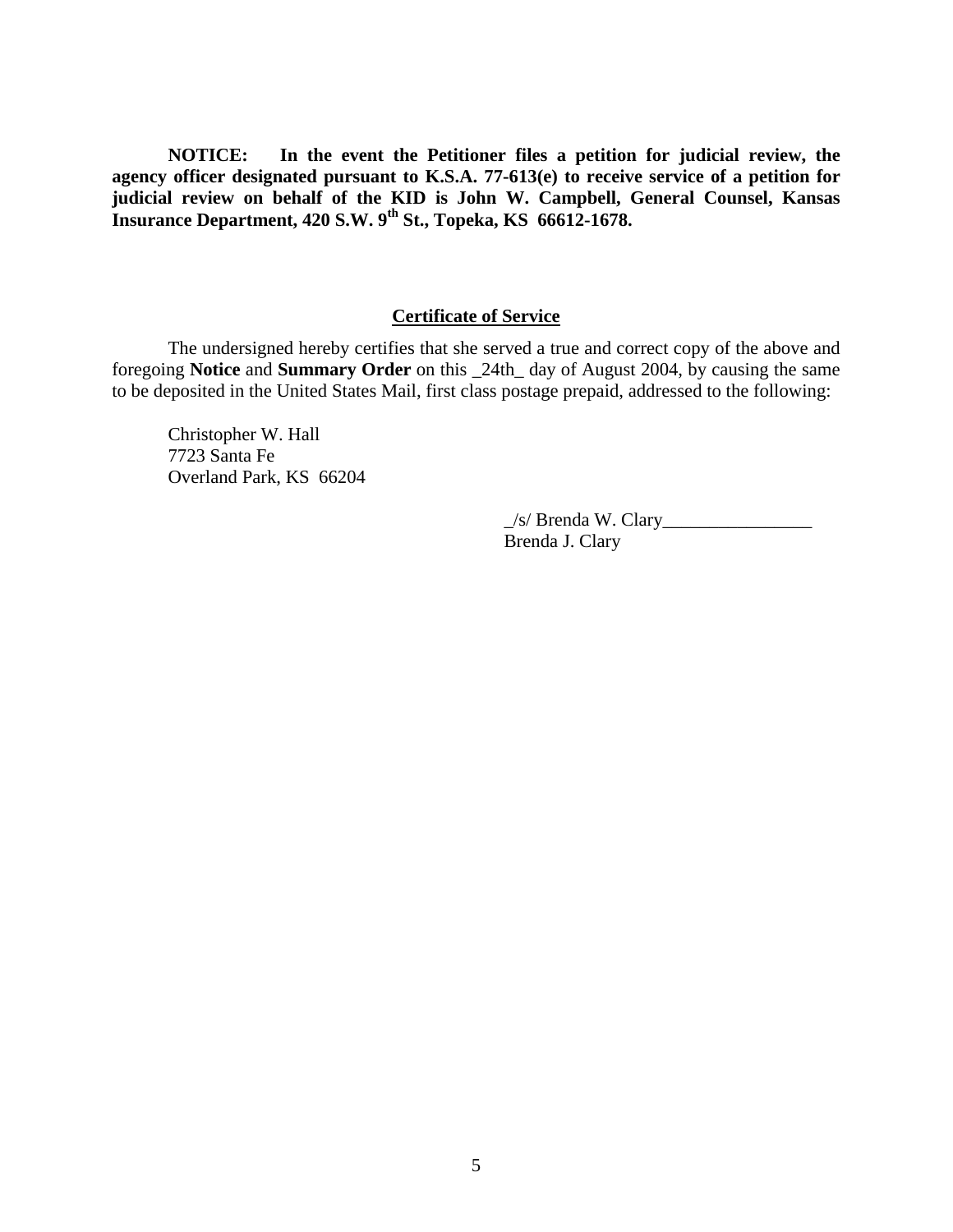**NOTICE: In the event the Petitioner files a petition for judicial review, the agency officer designated pursuant to K.S.A. 77-613(e) to receive service of a petition for judicial review on behalf of the KID is John W. Campbell, General Counsel, Kansas Insurance Department, 420 S.W. 9th St., Topeka, KS 66612-1678.**

**Certificate of Service**

The undersigned hereby certifies that she served a true and correct copy of the above and foregoing **Notice** and **Summary Order** on this _24th_ day of August 2004, by causing the same to be deposited in the United States Mail, first class postage prepaid, addressed to the following:

Christopher W. Hall
7723 Santa Fe
Overland Park, KS 66204

_/s/ Brenda W. Clary________________
Brenda J. Clary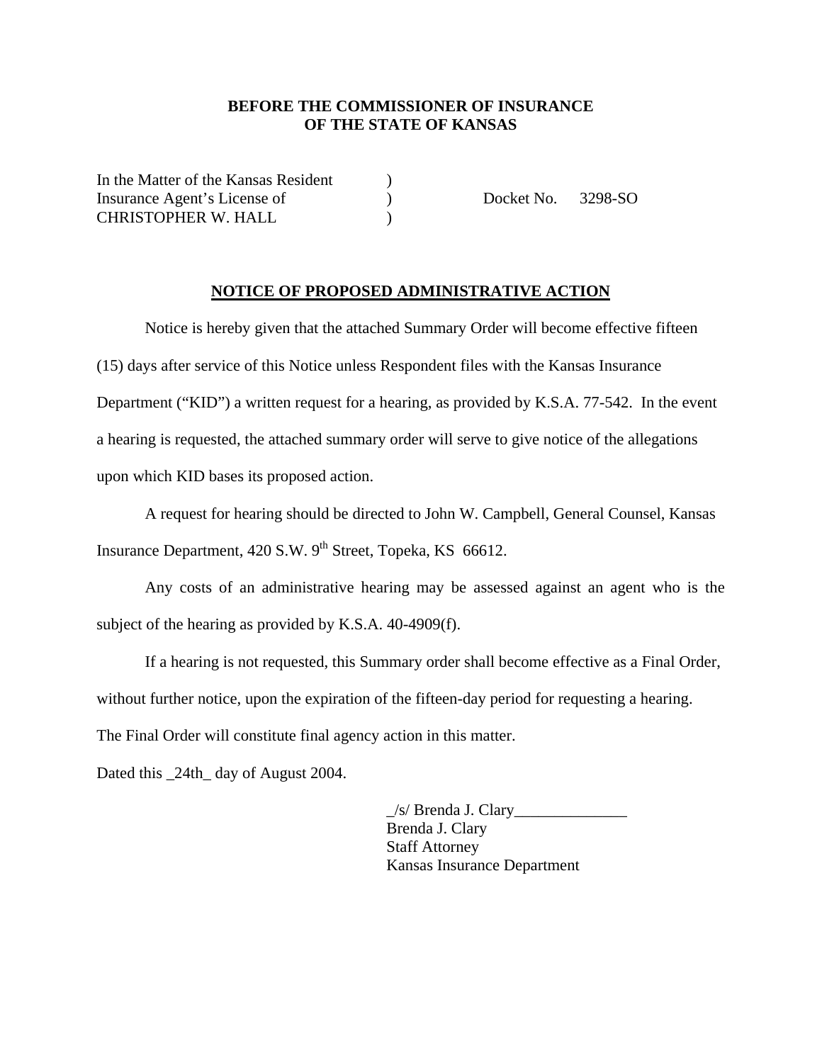**BEFORE THE COMMISSIONER OF INSURANCE**
**OF THE STATE OF KANSAS**

| | | |
|---|---|---|
| In the Matter of the Kansas Resident | ) | |
| Insurance Agent's License of | ) | Docket No. 3298-SO |
| CHRISTOPHER W. HALL | ) | |

## NOTICE OF PROPOSED ADMINISTRATIVE ACTION

Notice is hereby given that the attached Summary Order will become effective fifteen (15) days after service of this Notice unless Respondent files with the Kansas Insurance Department ("KID") a written request for a hearing, as provided by K.S.A. 77-542. In the event a hearing is requested, the attached summary order will serve to give notice of the allegations upon which KID bases its proposed action.

A request for hearing should be directed to John W. Campbell, General Counsel, Kansas Insurance Department, 420 S.W. 9th Street, Topeka, KS 66612.

Any costs of an administrative hearing may be assessed against an agent who is the subject of the hearing as provided by K.S.A. 40-4909(f).

If a hearing is not requested, this Summary order shall become effective as a Final Order, without further notice, upon the expiration of the fifteen-day period for requesting a hearing. The Final Order will constitute final agency action in this matter.

Dated this _24th_ day of August 2004.

_/s/ Brenda J. Clary______________
Brenda J. Clary
Staff Attorney
Kansas Insurance Department